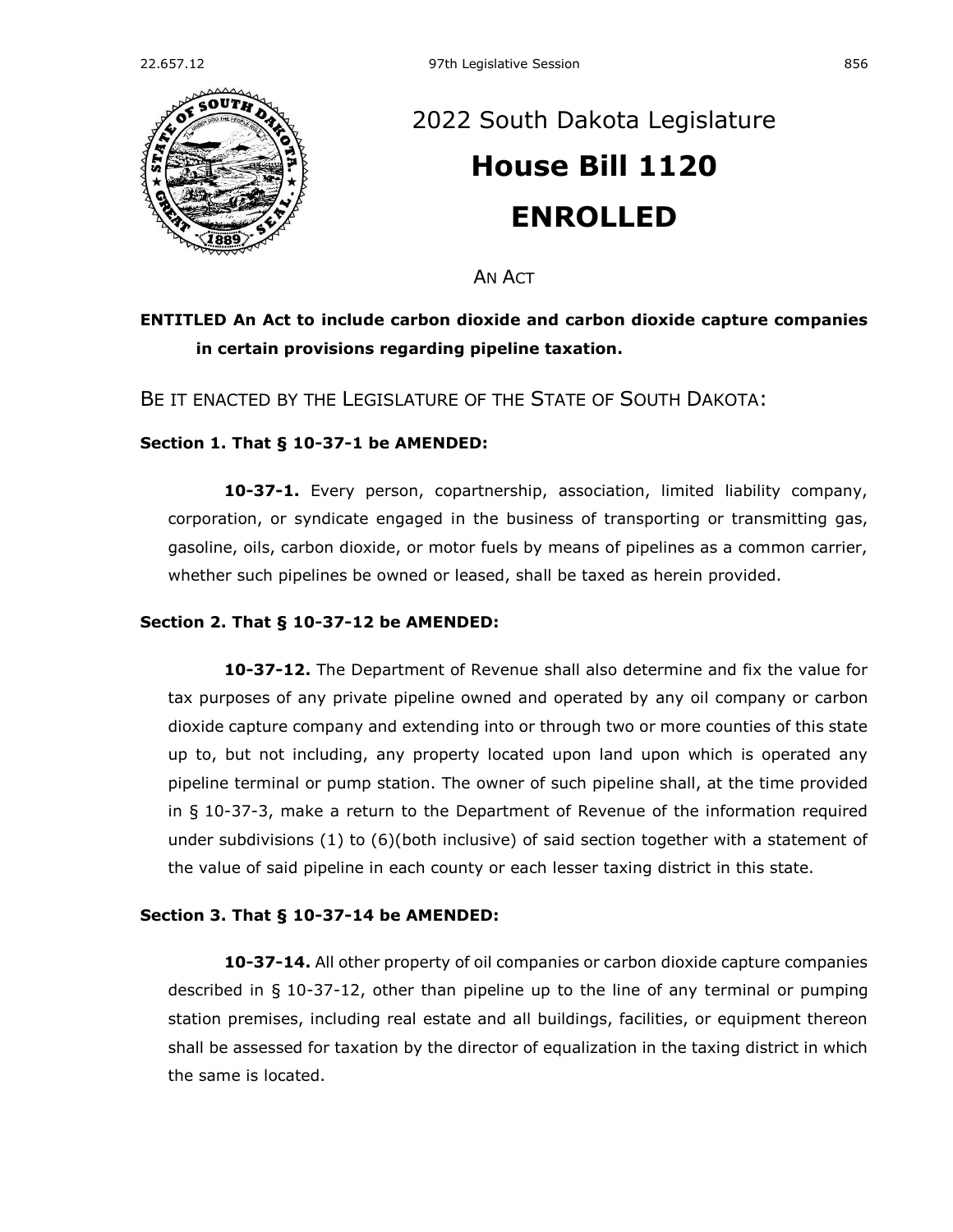# 2022 South Dakota Legislature

# House Bill 1120

# ENROLLED

AN ACT

**ENTITLED An Act to include carbon dioxide and carbon dioxide capture companies in certain provisions regarding pipeline taxation.**

BE IT ENACTED BY THE LEGISLATURE OF THE STATE OF SOUTH DAKOTA:

**Section 1. That § 10-37-1 be AMENDED:**

**10-37-1.** Every person, copartnership, association, limited liability company, corporation, or syndicate engaged in the business of transporting or transmitting gas, gasoline, oils, carbon dioxide, or motor fuels by means of pipelines as a common carrier, whether such pipelines be owned or leased, shall be taxed as herein provided.

**Section 2. That § 10-37-12 be AMENDED:**

**10-37-12.** The Department of Revenue shall also determine and fix the value for tax purposes of any private pipeline owned and operated by any oil company or carbon dioxide capture company and extending into or through two or more counties of this state up to, but not including, any property located upon land upon which is operated any pipeline terminal or pump station. The owner of such pipeline shall, at the time provided in § 10-37-3, make a return to the Department of Revenue of the information required under subdivisions (1) to (6)(both inclusive) of said section together with a statement of the value of said pipeline in each county or each lesser taxing district in this state.

**Section 3. That § 10-37-14 be AMENDED:**

**10-37-14.** All other property of oil companies or carbon dioxide capture companies described in § 10-37-12, other than pipeline up to the line of any terminal or pumping station premises, including real estate and all buildings, facilities, or equipment thereon shall be assessed for taxation by the director of equalization in the taxing district in which the same is located.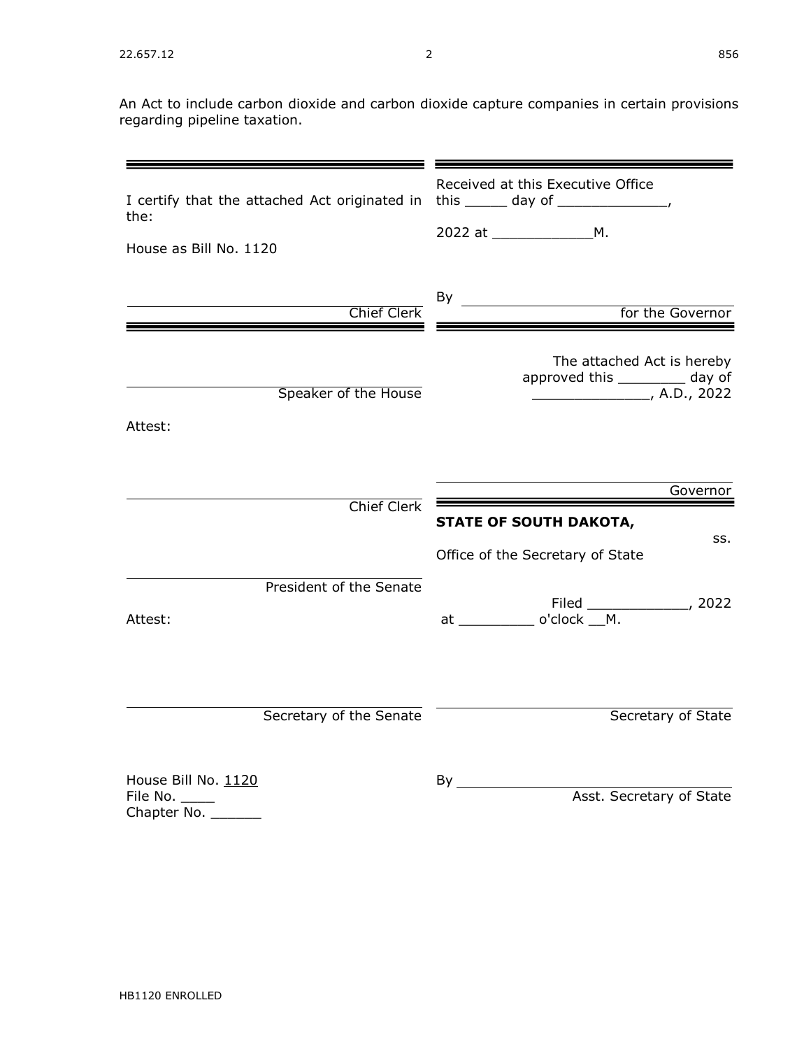An Act to include carbon dioxide and carbon dioxide capture companies in certain provisions regarding pipeline taxation.

I certify that the attached Act originated in the:

House as Bill No. 1120

\_\_\_\_\_\_\_\_\_\_\_\_\_\_\_\_\_\_\_\_\_\_\_\_
Chief Clerk

\_\_\_\_\_\_\_\_\_\_\_\_\_\_\_\_\_\_\_\_\_\_\_\_
Speaker of the House

Attest:

\_\_\_\_\_\_\_\_\_\_\_\_\_\_\_\_\_\_\_\_\_\_\_\_
Chief Clerk

\_\_\_\_\_\_\_\_\_\_\_\_\_\_\_\_\_\_\_\_\_\_\_\_
President of the Senate

Attest:

\_\_\_\_\_\_\_\_\_\_\_\_\_\_\_\_\_\_\_\_\_\_\_\_
Secretary of the Senate

House Bill No. 1120
File No. ____
Chapter No. ______

Received at this Executive Office this _____ day of _____________,

2022 at ____________M.

By \_\_\_\_\_\_\_\_\_\_\_\_\_\_\_\_\_\_\_\_\_\_\_\_
for the Governor

The attached Act is hereby approved this ________ day of ______________, A.D., 2022

\_\_\_\_\_\_\_\_\_\_\_\_\_\_\_\_\_\_\_\_\_\_\_\_
Governor

**STATE OF SOUTH DAKOTA,**
ss.
Office of the Secretary of State

Filed ____________, 2022
at _________ o'clock __M.

\_\_\_\_\_\_\_\_\_\_\_\_\_\_\_\_\_\_\_\_\_\_\_\_
Secretary of State

By \_\_\_\_\_\_\_\_\_\_\_\_\_\_\_\_\_\_\_\_\_\_\_\_
Asst. Secretary of State